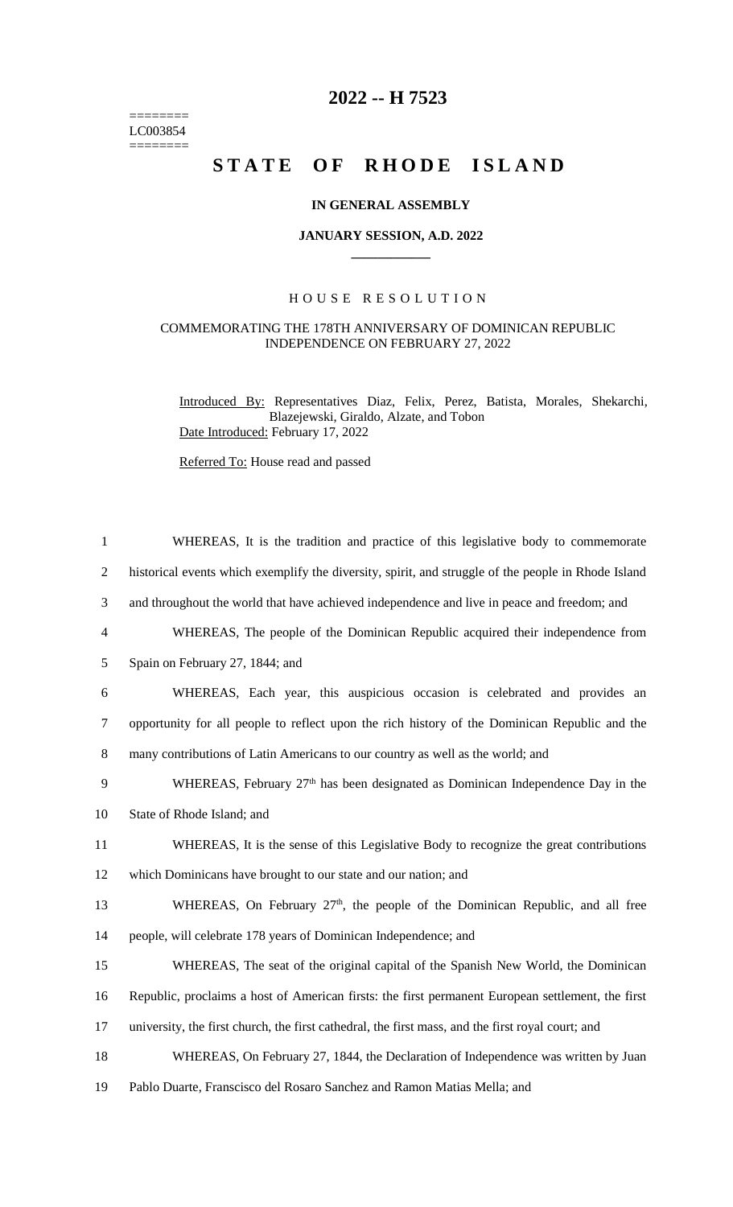========
LC003854
========

# 2022 -- H 7523

# STATE OF RHODE ISLAND

**IN GENERAL ASSEMBLY**

**JANUARY SESSION, A.D. 2022**

____________

HOUSE RESOLUTION

COMMEMORATING THE 178TH ANNIVERSARY OF DOMINICAN REPUBLIC INDEPENDENCE ON FEBRUARY 27, 2022

Introduced By: Representatives Diaz, Felix, Perez, Batista, Morales, Shekarchi, Blazejewski, Giraldo, Alzate, and Tobon

Date Introduced: February 17, 2022

Referred To: House read and passed

1 WHEREAS, It is the tradition and practice of this legislative body to commemorate
2 historical events which exemplify the diversity, spirit, and struggle of the people in Rhode Island
3 and throughout the world that have achieved independence and live in peace and freedom; and
4 WHEREAS, The people of the Dominican Republic acquired their independence from
5 Spain on February 27, 1844; and
6 WHEREAS, Each year, this auspicious occasion is celebrated and provides an
7 opportunity for all people to reflect upon the rich history of the Dominican Republic and the
8 many contributions of Latin Americans to our country as well as the world; and
9 WHEREAS, February 27th has been designated as Dominican Independence Day in the
10 State of Rhode Island; and
11 WHEREAS, It is the sense of this Legislative Body to recognize the great contributions
12 which Dominicans have brought to our state and our nation; and
13 WHEREAS, On February 27th, the people of the Dominican Republic, and all free
14 people, will celebrate 178 years of Dominican Independence; and
15 WHEREAS, The seat of the original capital of the Spanish New World, the Dominican
16 Republic, proclaims a host of American firsts: the first permanent European settlement, the first
17 university, the first church, the first cathedral, the first mass, and the first royal court; and
18 WHEREAS, On February 27, 1844, the Declaration of Independence was written by Juan
19 Pablo Duarte, Franscisco del Rosaro Sanchez and Ramon Matias Mella; and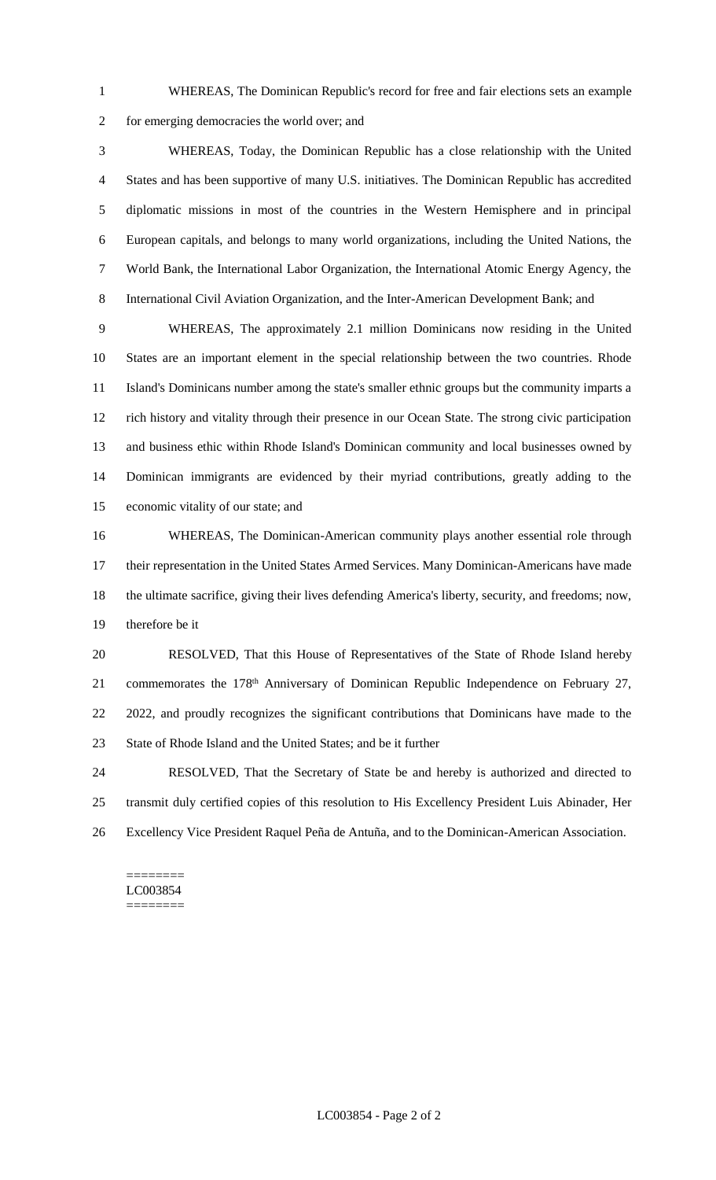WHEREAS, The Dominican Republic's record for free and fair elections sets an example for emerging democracies the world over; and

WHEREAS, Today, the Dominican Republic has a close relationship with the United States and has been supportive of many U.S. initiatives. The Dominican Republic has accredited diplomatic missions in most of the countries in the Western Hemisphere and in principal European capitals, and belongs to many world organizations, including the United Nations, the World Bank, the International Labor Organization, the International Atomic Energy Agency, the International Civil Aviation Organization, and the Inter-American Development Bank; and

WHEREAS, The approximately 2.1 million Dominicans now residing in the United States are an important element in the special relationship between the two countries. Rhode Island's Dominicans number among the state's smaller ethnic groups but the community imparts a rich history and vitality through their presence in our Ocean State. The strong civic participation and business ethic within Rhode Island's Dominican community and local businesses owned by Dominican immigrants are evidenced by their myriad contributions, greatly adding to the economic vitality of our state; and

WHEREAS, The Dominican-American community plays another essential role through their representation in the United States Armed Services. Many Dominican-Americans have made the ultimate sacrifice, giving their lives defending America's liberty, security, and freedoms; now, therefore be it

RESOLVED, That this House of Representatives of the State of Rhode Island hereby commemorates the 178th Anniversary of Dominican Republic Independence on February 27, 2022, and proudly recognizes the significant contributions that Dominicans have made to the State of Rhode Island and the United States; and be it further

RESOLVED, That the Secretary of State be and hereby is authorized and directed to transmit duly certified copies of this resolution to His Excellency President Luis Abinader, Her Excellency Vice President Raquel Peña de Antuña, and to the Dominican-American Association.

========
LC003854
========